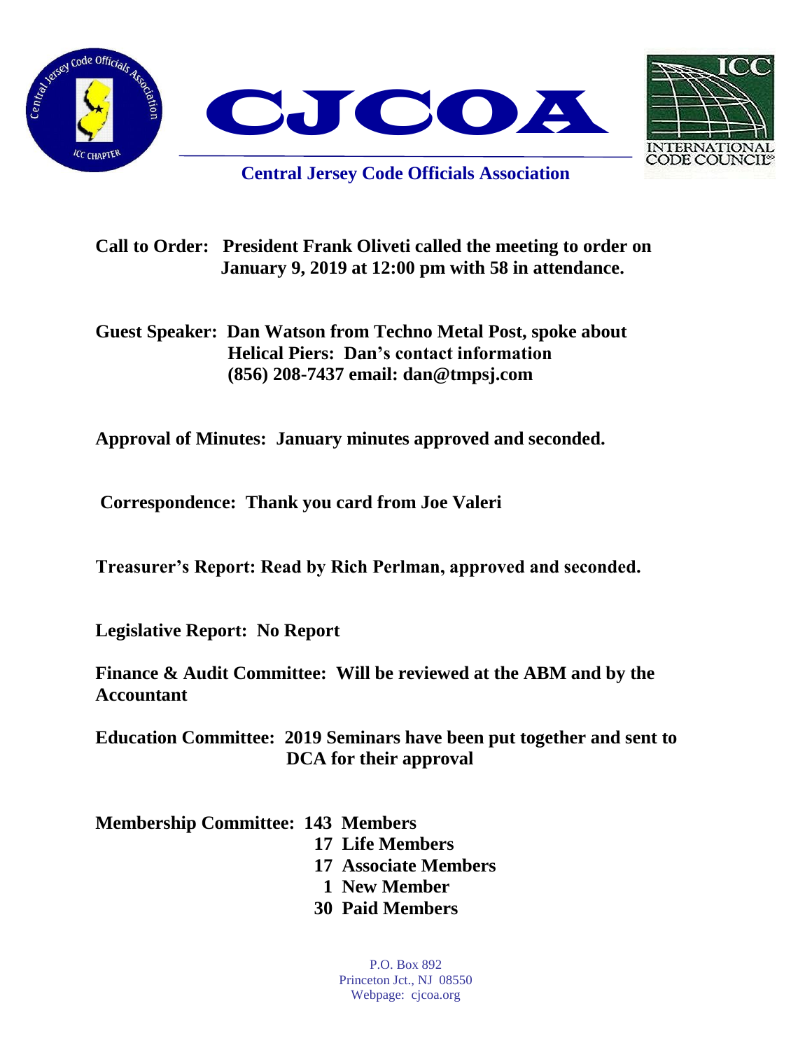# CJCOA

## Central Jersey Code Officials Association

**Call to Order:** **President Frank Oliveti called the meeting to order on January 9, 2019 at 12:00 pm with 58 in attendance.**

**Guest Speaker:** **Dan Watson from Techno Metal Post, spoke about Helical Piers: Dan's contact information (856) 208-7437 email: dan@tmpsj.com**

**Approval of Minutes:** **January minutes approved and seconded.**

**Correspondence:** **Thank you card from Joe Valeri**

**Treasurer's Report:** **Read by Rich Perlman, approved and seconded.**

**Legislative Report:** **No Report**

**Finance & Audit Committee:** **Will be reviewed at the ABM and by the Accountant**

**Education Committee:** **2019 Seminars have been put together and sent to DCA for their approval**

**Membership Committee:**
- **143 Members**
- **17 Life Members**
- **17 Associate Members**
- **1 New Member**
- **30 Paid Members**

P.O. Box 892
Princeton Jct., NJ 08550
Webpage: cjcoa.org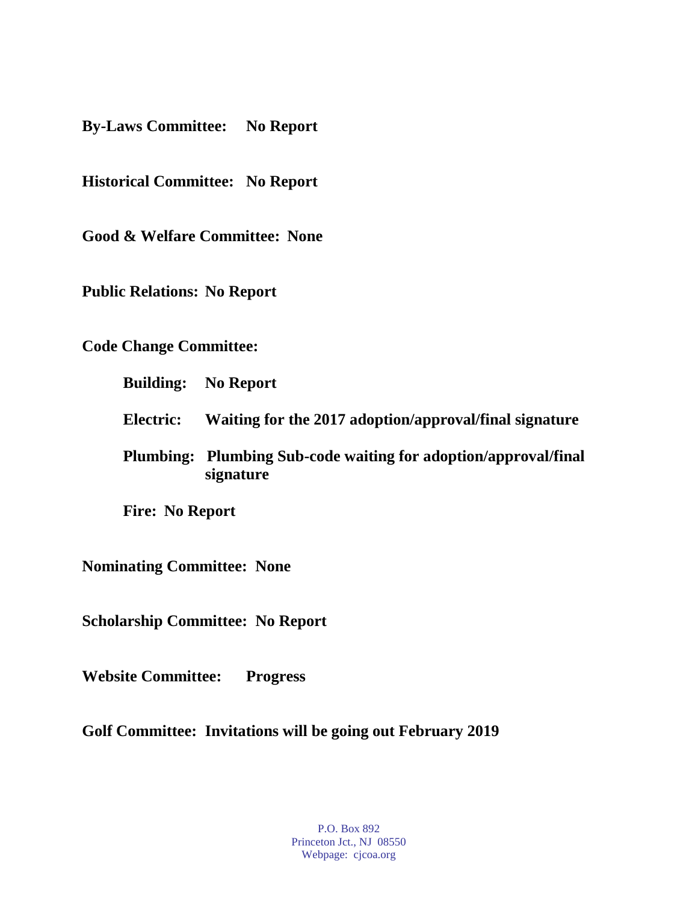**By-Laws Committee: No Report**

**Historical Committee: No Report**

**Good & Welfare Committee: None**

**Public Relations: No Report**

**Code Change Committee:**

**Building: No Report**

**Electric: Waiting for the 2017 adoption/approval/final signature**

**Plumbing: Plumbing Sub-code waiting for adoption/approval/final signature**

**Fire: No Report**

**Nominating Committee: None**

**Scholarship Committee: No Report**

**Website Committee: Progress**

**Golf Committee: Invitations will be going out February 2019**

P.O. Box 892
Princeton Jct., NJ 08550
Webpage: cjcoa.org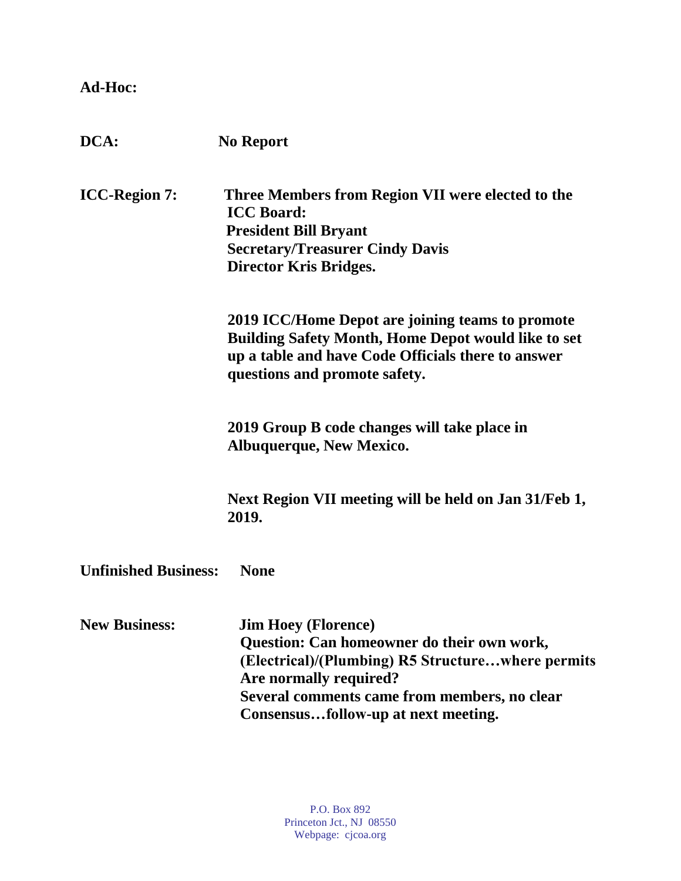**Ad-Hoc:**

**DCA:** **No Report**

**ICC-Region 7:** **Three Members from Region VII were elected to the ICC Board:**
**President Bill Bryant**
**Secretary/Treasurer Cindy Davis**
**Director Kris Bridges.**

**2019 ICC/Home Depot are joining teams to promote Building Safety Month, Home Depot would like to set up a table and have Code Officials there to answer questions and promote safety.**

**2019 Group B code changes will take place in Albuquerque, New Mexico.**

**Next Region VII meeting will be held on Jan 31/Feb 1, 2019.**

**Unfinished Business:** **None**

**New Business:** **Jim Hoey (Florence)**
**Question: Can homeowner do their own work, (Electrical)/(Plumbing) R5 Structure…where permits Are normally required?**
**Several comments came from members, no clear Consensus…follow-up at next meeting.**

P.O. Box 892
Princeton Jct., NJ 08550
Webpage: cjcoa.org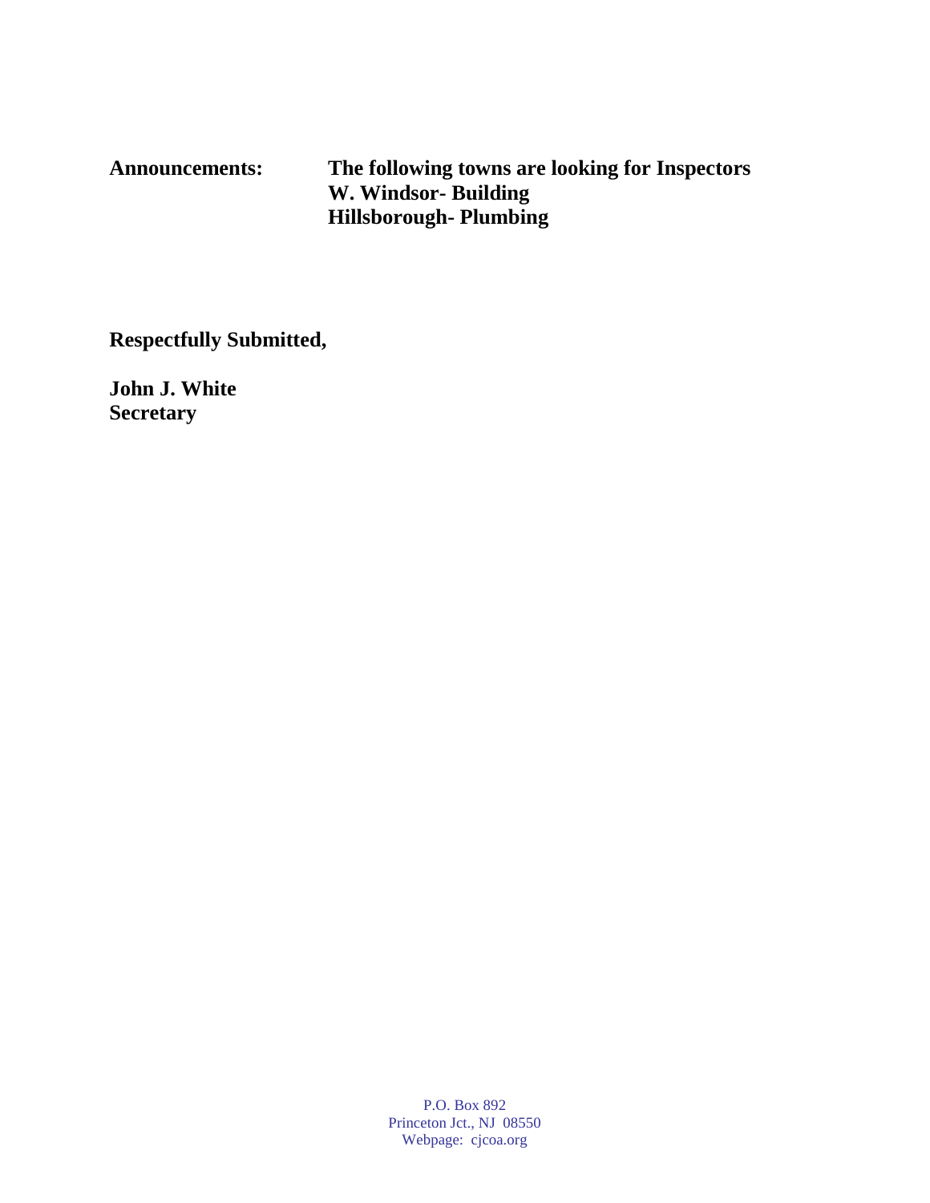**Announcements:** **The following towns are looking for Inspectors**
**W. Windsor- Building**
**Hillsborough- Plumbing**

**Respectfully Submitted,**

**John J. White**
**Secretary**

P.O. Box 892
Princeton Jct., NJ 08550
Webpage: cjcoa.org